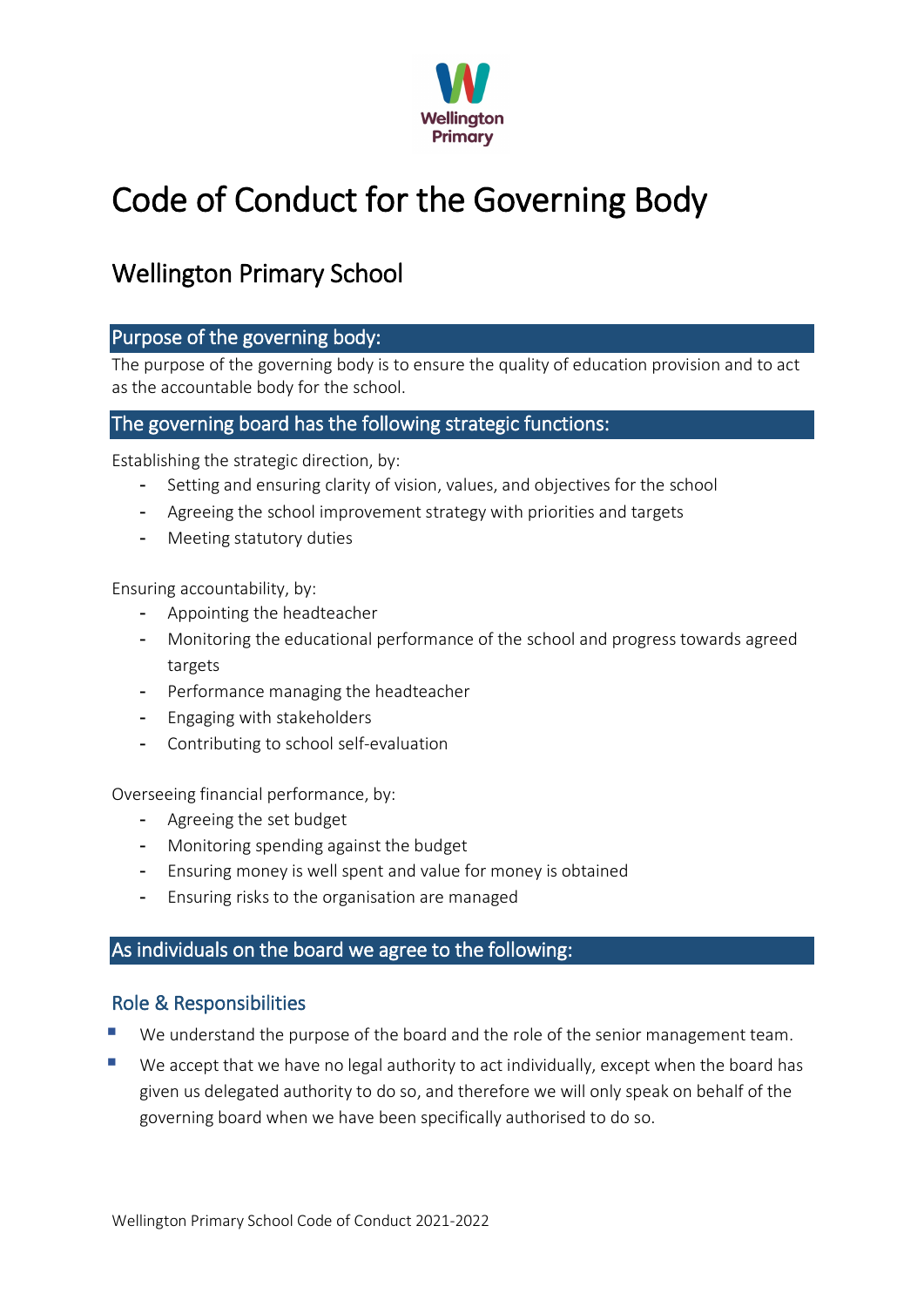# Code of Conduct for the Governing Body

## Wellington Primary School

### Purpose of the governing body:

The purpose of the governing body is to ensure the quality of education provision and to act as the accountable body for the school.

### The governing board has the following strategic functions:

Establishing the strategic direction, by:

- Setting and ensuring clarity of vision, values, and objectives for the school
- Agreeing the school improvement strategy with priorities and targets
- Meeting statutory duties

Ensuring accountability, by:

- Appointing the headteacher
- Monitoring the educational performance of the school and progress towards agreed targets
- Performance managing the headteacher
- Engaging with stakeholders
- Contributing to school self-evaluation

Overseeing financial performance, by:

- Agreeing the set budget
- Monitoring spending against the budget
- Ensuring money is well spent and value for money is obtained
- Ensuring risks to the organisation are managed

### As individuals on the board we agree to the following:

#### Role & Responsibilities

- We understand the purpose of the board and the role of the senior management team.
- We accept that we have no legal authority to act individually, except when the board has given us delegated authority to do so, and therefore we will only speak on behalf of the governing board when we have been specifically authorised to do so.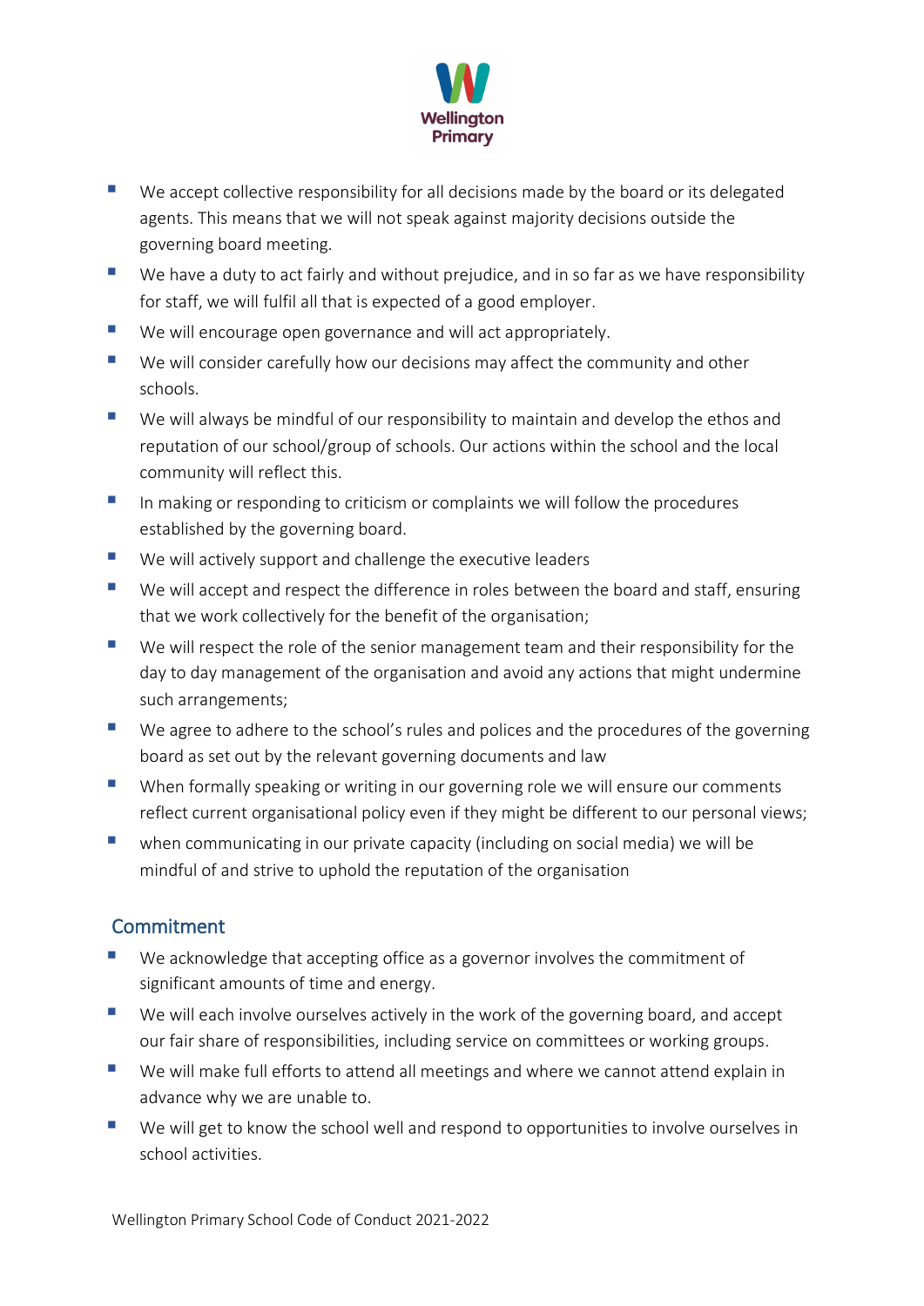- We accept collective responsibility for all decisions made by the board or its delegated agents. This means that we will not speak against majority decisions outside the governing board meeting.
- We have a duty to act fairly and without prejudice, and in so far as we have responsibility for staff, we will fulfil all that is expected of a good employer.
- We will encourage open governance and will act appropriately.
- We will consider carefully how our decisions may affect the community and other schools.
- We will always be mindful of our responsibility to maintain and develop the ethos and reputation of our school/group of schools. Our actions within the school and the local community will reflect this.
- In making or responding to criticism or complaints we will follow the procedures established by the governing board.
- We will actively support and challenge the executive leaders
- We will accept and respect the difference in roles between the board and staff, ensuring that we work collectively for the benefit of the organisation;
- We will respect the role of the senior management team and their responsibility for the day to day management of the organisation and avoid any actions that might undermine such arrangements;
- We agree to adhere to the school's rules and polices and the procedures of the governing board as set out by the relevant governing documents and law
- When formally speaking or writing in our governing role we will ensure our comments reflect current organisational policy even if they might be different to our personal views;
- when communicating in our private capacity (including on social media) we will be mindful of and strive to uphold the reputation of the organisation

## Commitment

- We acknowledge that accepting office as a governor involves the commitment of significant amounts of time and energy.
- We will each involve ourselves actively in the work of the governing board, and accept our fair share of responsibilities, including service on committees or working groups.
- We will make full efforts to attend all meetings and where we cannot attend explain in advance why we are unable to.
- We will get to know the school well and respond to opportunities to involve ourselves in school activities.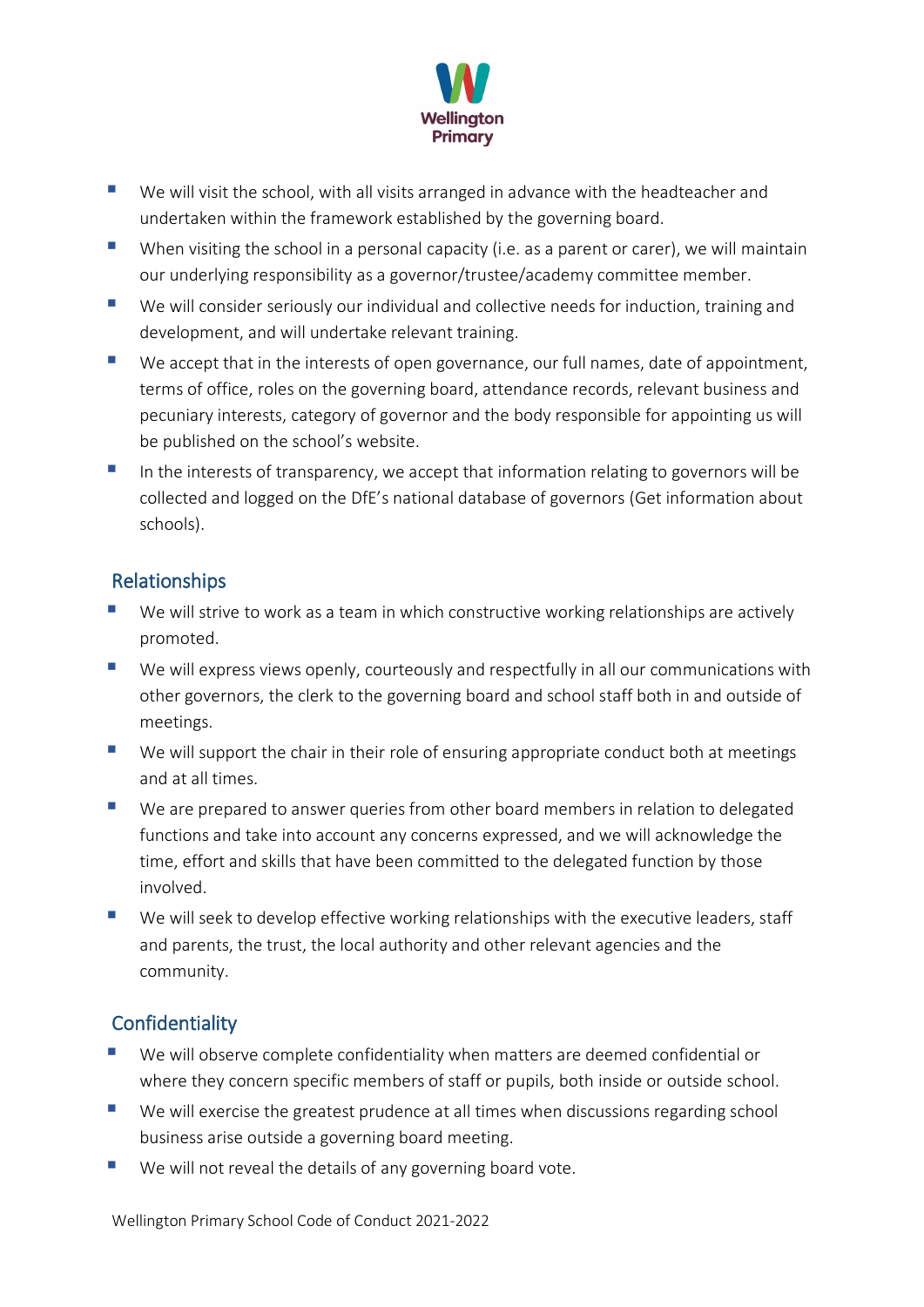- We will visit the school, with all visits arranged in advance with the headteacher and undertaken within the framework established by the governing board.
- When visiting the school in a personal capacity (i.e. as a parent or carer), we will maintain our underlying responsibility as a governor/trustee/academy committee member.
- We will consider seriously our individual and collective needs for induction, training and development, and will undertake relevant training.
- We accept that in the interests of open governance, our full names, date of appointment, terms of office, roles on the governing board, attendance records, relevant business and pecuniary interests, category of governor and the body responsible for appointing us will be published on the school's website.
- In the interests of transparency, we accept that information relating to governors will be collected and logged on the DfE's national database of governors (Get information about schools).

## Relationships

- We will strive to work as a team in which constructive working relationships are actively promoted.
- We will express views openly, courteously and respectfully in all our communications with other governors, the clerk to the governing board and school staff both in and outside of meetings.
- We will support the chair in their role of ensuring appropriate conduct both at meetings and at all times.
- We are prepared to answer queries from other board members in relation to delegated functions and take into account any concerns expressed, and we will acknowledge the time, effort and skills that have been committed to the delegated function by those involved.
- We will seek to develop effective working relationships with the executive leaders, staff and parents, the trust, the local authority and other relevant agencies and the community.

## Confidentiality

- We will observe complete confidentiality when matters are deemed confidential or where they concern specific members of staff or pupils, both inside or outside school.
- We will exercise the greatest prudence at all times when discussions regarding school business arise outside a governing board meeting.
- We will not reveal the details of any governing board vote.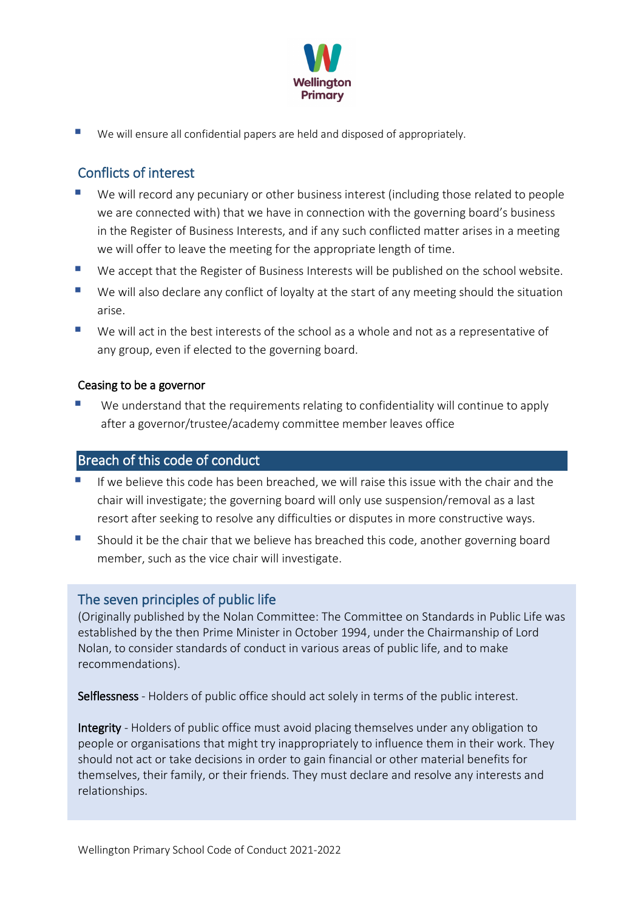- We will ensure all confidential papers are held and disposed of appropriately.

## Conflicts of interest

- We will record any pecuniary or other business interest (including those related to people we are connected with) that we have in connection with the governing board's business in the Register of Business Interests, and if any such conflicted matter arises in a meeting we will offer to leave the meeting for the appropriate length of time.
- We accept that the Register of Business Interests will be published on the school website.
- We will also declare any conflict of loyalty at the start of any meeting should the situation arise.
- We will act in the best interests of the school as a whole and not as a representative of any group, even if elected to the governing board.

### Ceasing to be a governor

- We understand that the requirements relating to confidentiality will continue to apply after a governor/trustee/academy committee member leaves office

## Breach of this code of conduct

- If we believe this code has been breached, we will raise this issue with the chair and the chair will investigate; the governing board will only use suspension/removal as a last resort after seeking to resolve any difficulties or disputes in more constructive ways.
- Should it be the chair that we believe has breached this code, another governing board member, such as the vice chair will investigate.

## The seven principles of public life

(Originally published by the Nolan Committee: The Committee on Standards in Public Life was established by the then Prime Minister in October 1994, under the Chairmanship of Lord Nolan, to consider standards of conduct in various areas of public life, and to make recommendations).

**Selflessness** - Holders of public office should act solely in terms of the public interest.

**Integrity** - Holders of public office must avoid placing themselves under any obligation to people or organisations that might try inappropriately to influence them in their work. They should not act or take decisions in order to gain financial or other material benefits for themselves, their family, or their friends. They must declare and resolve any interests and relationships.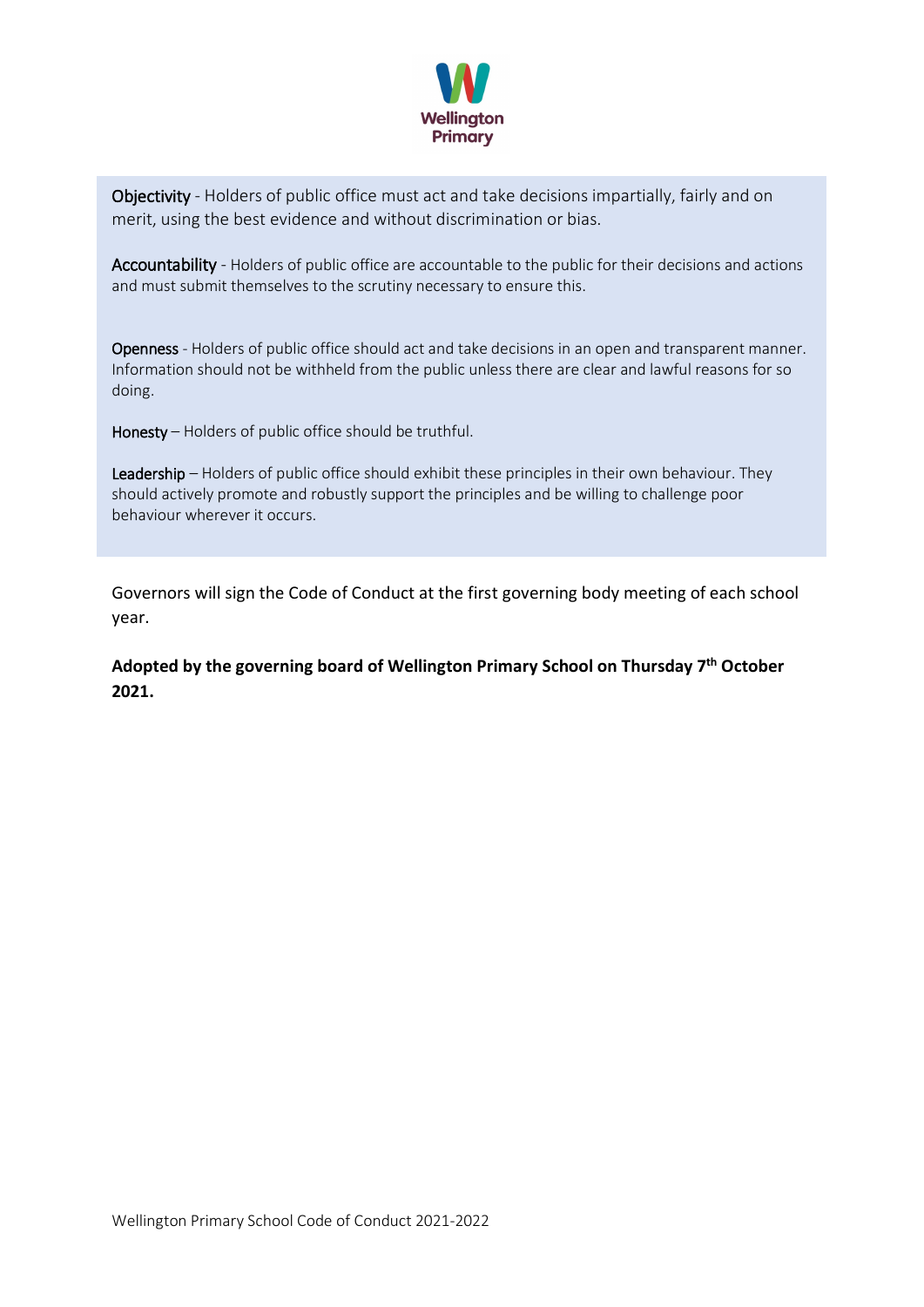Objectivity - Holders of public office must act and take decisions impartially, fairly and on merit, using the best evidence and without discrimination or bias.

Accountability - Holders of public office are accountable to the public for their decisions and actions and must submit themselves to the scrutiny necessary to ensure this.

Openness - Holders of public office should act and take decisions in an open and transparent manner. Information should not be withheld from the public unless there are clear and lawful reasons for so doing.

Honesty – Holders of public office should be truthful.

Leadership – Holders of public office should exhibit these principles in their own behaviour. They should actively promote and robustly support the principles and be willing to challenge poor behaviour wherever it occurs.

Governors will sign the Code of Conduct at the first governing body meeting of each school year.

**Adopted by the governing board of Wellington Primary School on Thursday 7th October 2021.**